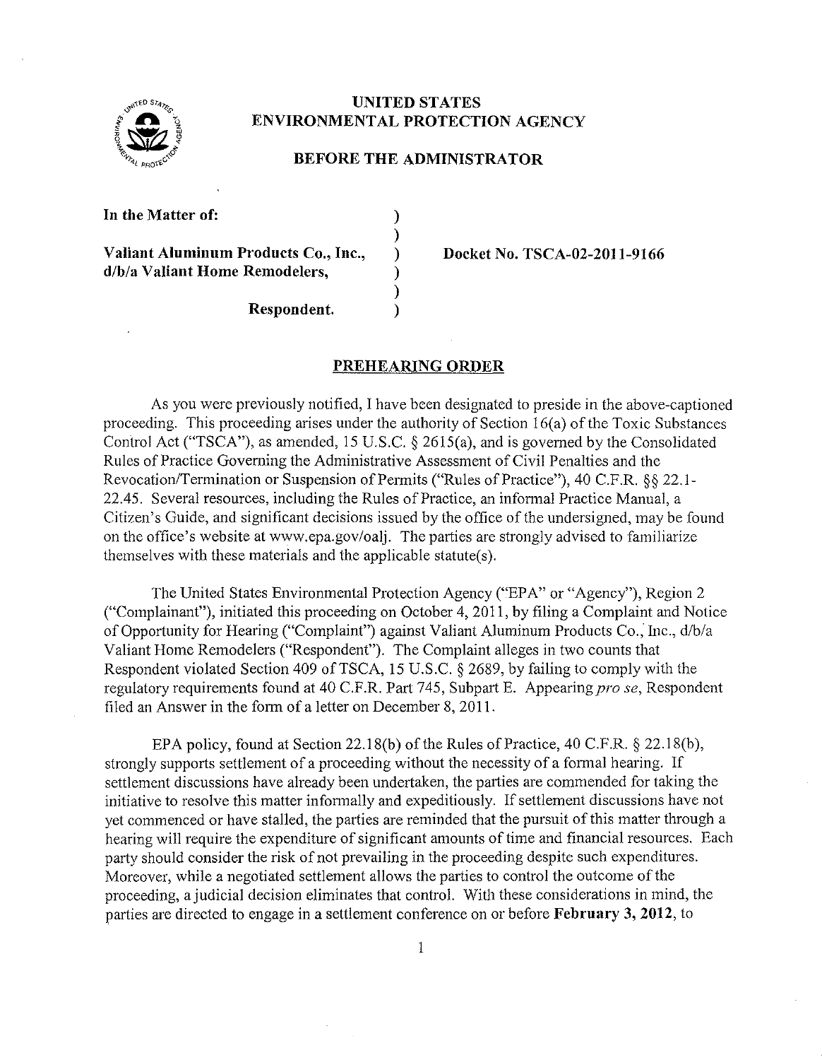# UNITED STATES ENVIRONMENTAL PROTECTION AGENCY

## BEFORE THE ADMINISTRATOR

**In the Matter of:**

**Valiant Aluminum Products Co., Inc., d/b/a Valiant Home Remodelers,**

**Respondent.**

**Docket No. TSCA-02-2011-9166**

## PREHEARING ORDER

As you were previously notified, I have been designated to preside in the above-captioned proceeding. This proceeding arises under the authority of Section 16(a) of the Toxic Substances Control Act ("TSCA"), as amended, 15 U.S.C. § 2615(a), and is governed by the Consolidated Rules of Practice Governing the Administrative Assessment of Civil Penalties and the Revocation/Termination or Suspension of Permits ("Rules of Practice"), 40 C.F.R. §§ 22.1-22.45. Several resources, including the Rules of Practice, an informal Practice Manual, a Citizen's Guide, and significant decisions issued by the office of the undersigned, may be found on the office's website at www.epa.gov/oalj. The parties are strongly advised to familiarize themselves with these materials and the applicable statute(s).

The United States Environmental Protection Agency ("EPA" or "Agency"), Region 2 ("Complainant"), initiated this proceeding on October 4, 2011, by filing a Complaint and Notice of Opportunity for Hearing ("Complaint") against Valiant Aluminum Products Co., Inc., d/b/a Valiant Home Remodelers ("Respondent"). The Complaint alleges in two counts that Respondent violated Section 409 of TSCA, 15 U.S.C. § 2689, by failing to comply with the regulatory requirements found at 40 C.F.R. Part 745, Subpart E. Appearing *pro se*, Respondent filed an Answer in the form of a letter on December 8, 2011.

EPA policy, found at Section 22.18(b) of the Rules of Practice, 40 C.F.R. § 22.18(b), strongly supports settlement of a proceeding without the necessity of a formal hearing. If settlement discussions have already been undertaken, the parties are commended for taking the initiative to resolve this matter informally and expeditiously. If settlement discussions have not yet commenced or have stalled, the parties are reminded that the pursuit of this matter through a hearing will require the expenditure of significant amounts of time and financial resources. Each party should consider the risk of not prevailing in the proceeding despite such expenditures. Moreover, while a negotiated settlement allows the parties to control the outcome of the proceeding, a judicial decision eliminates that control. With these considerations in mind, the parties are directed to engage in a settlement conference on or before **February 3, 2012**, to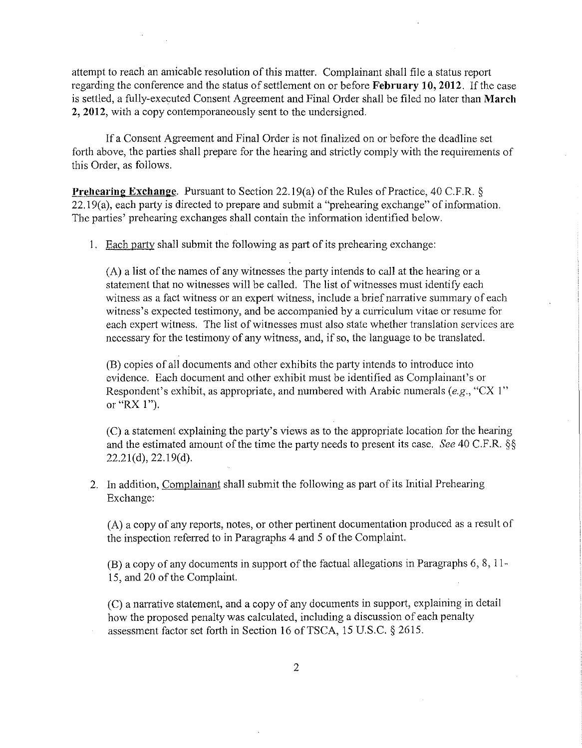attempt to reach an amicable resolution of this matter. Complainant shall file a status report regarding the conference and the status of settlement on or before **February 10, 2012**. If the case is settled, a fully-executed Consent Agreement and Final Order shall be filed no later than **March 2, 2012**, with a copy contemporaneously sent to the undersigned.

If a Consent Agreement and Final Order is not finalized on or before the deadline set forth above, the parties shall prepare for the hearing and strictly comply with the requirements of this Order, as follows.

**Prehearing Exchange**. Pursuant to Section 22.19(a) of the Rules of Practice, 40 C.F.R. § 22.19(a), each party is directed to prepare and submit a "prehearing exchange" of information. The parties' prehearing exchanges shall contain the information identified below.

1. Each party shall submit the following as part of its prehearing exchange:

   (A) a list of the names of any witnesses the party intends to call at the hearing or a statement that no witnesses will be called. The list of witnesses must identify each witness as a fact witness or an expert witness, include a brief narrative summary of each witness's expected testimony, and be accompanied by a curriculum vitae or resume for each expert witness. The list of witnesses must also state whether translation services are necessary for the testimony of any witness, and, if so, the language to be translated.

   (B) copies of all documents and other exhibits the party intends to introduce into evidence. Each document and other exhibit must be identified as Complainant's or Respondent's exhibit, as appropriate, and numbered with Arabic numerals (*e.g.*, "CX 1" or "RX 1").

   (C) a statement explaining the party's views as to the appropriate location for the hearing and the estimated amount of the time the party needs to present its case. *See* 40 C.F.R. §§ 22.21(d), 22.19(d).

2. In addition, Complainant shall submit the following as part of its Initial Prehearing Exchange:

   (A) a copy of any reports, notes, or other pertinent documentation produced as a result of the inspection referred to in Paragraphs 4 and 5 of the Complaint.

   (B) a copy of any documents in support of the factual allegations in Paragraphs 6, 8, 11-15, and 20 of the Complaint.

   (C) a narrative statement, and a copy of any documents in support, explaining in detail how the proposed penalty was calculated, including a discussion of each penalty assessment factor set forth in Section 16 of TSCA, 15 U.S.C. § 2615.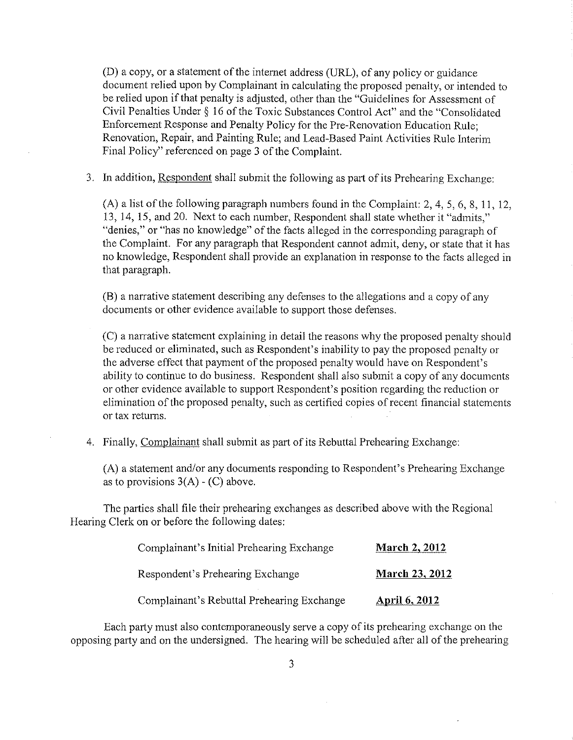(D) a copy, or a statement of the internet address (URL), of any policy or guidance document relied upon by Complainant in calculating the proposed penalty, or intended to be relied upon if that penalty is adjusted, other than the "Guidelines for Assessment of Civil Penalties Under § 16 of the Toxic Substances Control Act" and the "Consolidated Enforcement Response and Penalty Policy for the Pre-Renovation Education Rule; Renovation, Repair, and Painting Rule; and Lead-Based Paint Activities Rule Interim Final Policy" referenced on page 3 of the Complaint.

3. In addition, Respondent shall submit the following as part of its Prehearing Exchange:

   (A) a list of the following paragraph numbers found in the Complaint: 2, 4, 5, 6, 8, 11, 12, 13, 14, 15, and 20. Next to each number, Respondent shall state whether it "admits," "denies," or "has no knowledge" of the facts alleged in the corresponding paragraph of the Complaint. For any paragraph that Respondent cannot admit, deny, or state that it has no knowledge, Respondent shall provide an explanation in response to the facts alleged in that paragraph.

   (B) a narrative statement describing any defenses to the allegations and a copy of any documents or other evidence available to support those defenses.

   (C) a narrative statement explaining in detail the reasons why the proposed penalty should be reduced or eliminated, such as Respondent's inability to pay the proposed penalty or the adverse effect that payment of the proposed penalty would have on Respondent's ability to continue to do business. Respondent shall also submit a copy of any documents or other evidence available to support Respondent's position regarding the reduction or elimination of the proposed penalty, such as certified copies of recent financial statements or tax returns.

4. Finally, Complainant shall submit as part of its Rebuttal Prehearing Exchange:

   (A) a statement and/or any documents responding to Respondent's Prehearing Exchange as to provisions 3(A) - (C) above.

The parties shall file their prehearing exchanges as described above with the Regional Hearing Clerk on or before the following dates:

| | |
|---|---|
| Complainant's Initial Prehearing Exchange | **March 2, 2012** |
| Respondent's Prehearing Exchange | **March 23, 2012** |
| Complainant's Rebuttal Prehearing Exchange | **April 6, 2012** |

Each party must also contemporaneously serve a copy of its prehearing exchange on the opposing party and on the undersigned. The hearing will be scheduled after all of the prehearing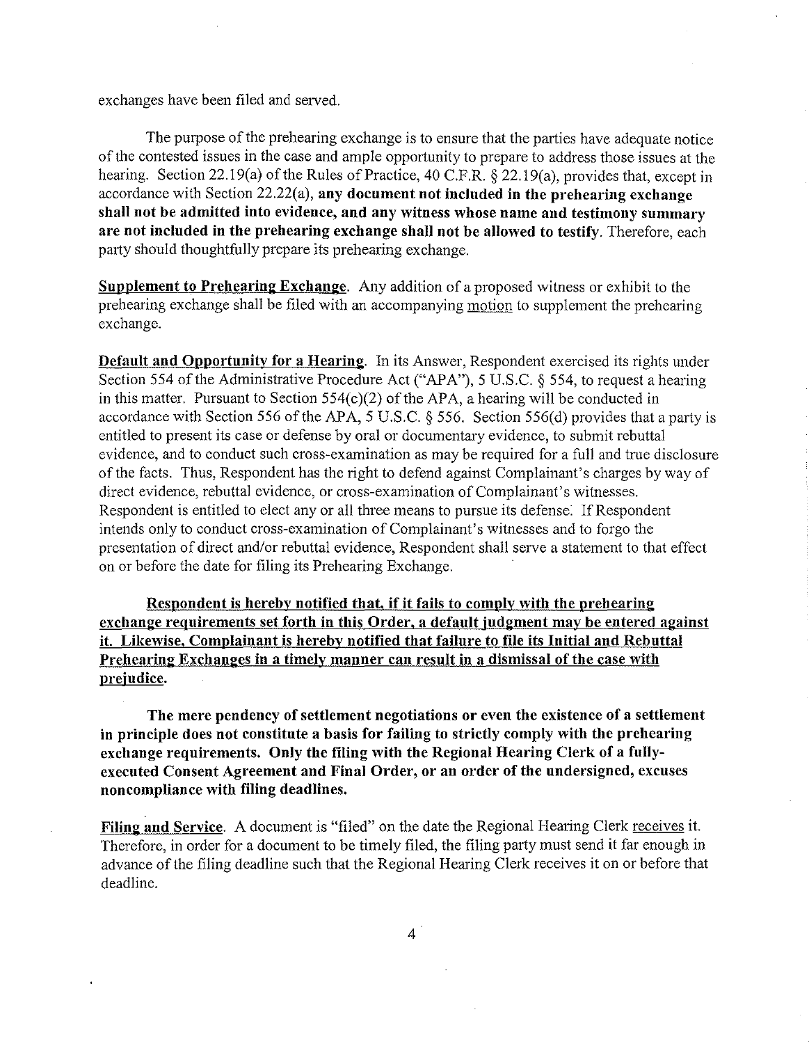exchanges have been filed and served.

The purpose of the prehearing exchange is to ensure that the parties have adequate notice of the contested issues in the case and ample opportunity to prepare to address those issues at the hearing. Section 22.19(a) of the Rules of Practice, 40 C.F.R. § 22.19(a), provides that, except in accordance with Section 22.22(a), **any document not included in the prehearing exchange shall not be admitted into evidence, and any witness whose name and testimony summary are not included in the prehearing exchange shall not be allowed to testify**. Therefore, each party should thoughtfully prepare its prehearing exchange.

**Supplement to Prehearing Exchange**. Any addition of a proposed witness or exhibit to the prehearing exchange shall be filed with an accompanying motion to supplement the prehearing exchange.

**Default and Opportunity for a Hearing**. In its Answer, Respondent exercised its rights under Section 554 of the Administrative Procedure Act ("APA"), 5 U.S.C. § 554, to request a hearing in this matter. Pursuant to Section 554(c)(2) of the APA, a hearing will be conducted in accordance with Section 556 of the APA, 5 U.S.C. § 556. Section 556(d) provides that a party is entitled to present its case or defense by oral or documentary evidence, to submit rebuttal evidence, and to conduct such cross-examination as may be required for a full and true disclosure of the facts. Thus, Respondent has the right to defend against Complainant's charges by way of direct evidence, rebuttal evidence, or cross-examination of Complainant's witnesses. Respondent is entitled to elect any or all three means to pursue its defense. If Respondent intends only to conduct cross-examination of Complainant's witnesses and to forgo the presentation of direct and/or rebuttal evidence, Respondent shall serve a statement to that effect on or before the date for filing its Prehearing Exchange.

**Respondent is hereby notified that, if it fails to comply with the prehearing exchange requirements set forth in this Order, a default judgment may be entered against it. Likewise, Complainant is hereby notified that failure to file its Initial and Rebuttal Prehearing Exchanges in a timely manner can result in a dismissal of the case with prejudice.**

**The mere pendency of settlement negotiations or even the existence of a settlement in principle does not constitute a basis for failing to strictly comply with the prehearing exchange requirements. Only the filing with the Regional Hearing Clerk of a fully-executed Consent Agreement and Final Order, or an order of the undersigned, excuses noncompliance with filing deadlines.**

**Filing and Service**. A document is "filed" on the date the Regional Hearing Clerk receives it. Therefore, in order for a document to be timely filed, the filing party must send it far enough in advance of the filing deadline such that the Regional Hearing Clerk receives it on or before that deadline.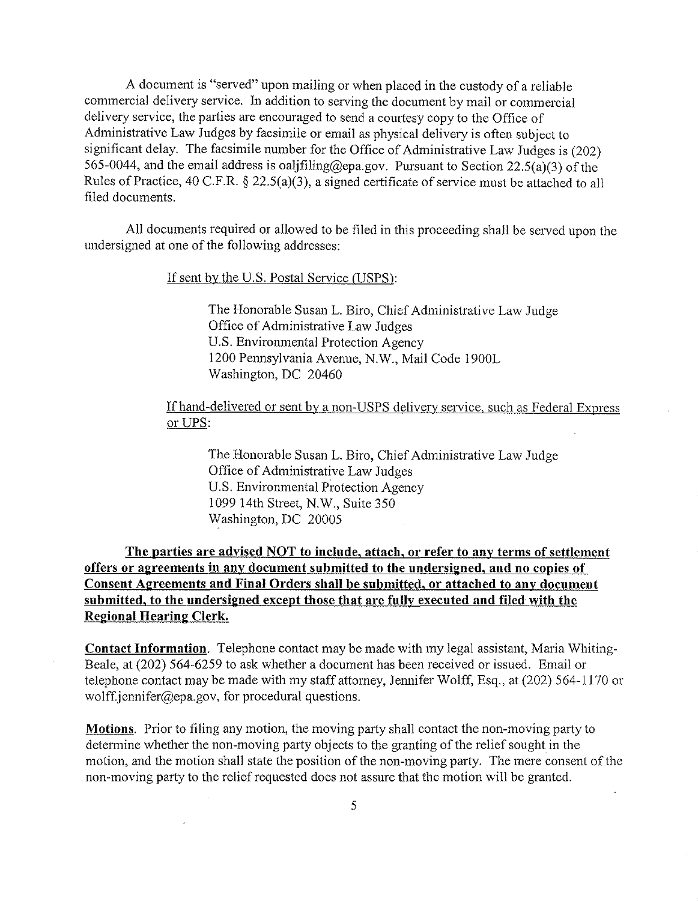A document is "served" upon mailing or when placed in the custody of a reliable commercial delivery service. In addition to serving the document by mail or commercial delivery service, the parties are encouraged to send a courtesy copy to the Office of Administrative Law Judges by facsimile or email as physical delivery is often subject to significant delay. The facsimile number for the Office of Administrative Law Judges is (202) 565-0044, and the email address is oaljfiling@epa.gov. Pursuant to Section 22.5(a)(3) of the Rules of Practice, 40 C.F.R. § 22.5(a)(3), a signed certificate of service must be attached to all filed documents.

All documents required or allowed to be filed in this proceeding shall be served upon the undersigned at one of the following addresses:

<u>If sent by the U.S. Postal Service (USPS):</u>

> The Honorable Susan L. Biro, Chief Administrative Law Judge
> Office of Administrative Law Judges
> U.S. Environmental Protection Agency
> 1200 Pennsylvania Avenue, N.W., Mail Code 1900L
> Washington, DC 20460

<u>If hand-delivered or sent by a non-USPS delivery service, such as Federal Express or UPS:</u>

> The Honorable Susan L. Biro, Chief Administrative Law Judge
> Office of Administrative Law Judges
> U.S. Environmental Protection Agency
> 1099 14th Street, N.W., Suite 350
> Washington, DC 20005

**<u>The parties are advised NOT to include, attach, or refer to any terms of settlement offers or agreements in any document submitted to the undersigned, and no copies of Consent Agreements and Final Orders shall be submitted, or attached to any document submitted, to the undersigned except those that are fully executed and filed with the Regional Hearing Clerk.</u>**

**<u>Contact Information</u>**. Telephone contact may be made with my legal assistant, Maria Whiting-Beale, at (202) 564-6259 to ask whether a document has been received or issued. Email or telephone contact may be made with my staff attorney, Jennifer Wolff, Esq., at (202) 564-1170 or wolff.jennifer@epa.gov, for procedural questions.

**<u>Motions</u>**. Prior to filing any motion, the moving party shall contact the non-moving party to determine whether the non-moving party objects to the granting of the relief sought in the motion, and the motion shall state the position of the non-moving party. The mere consent of the non-moving party to the relief requested does not assure that the motion will be granted.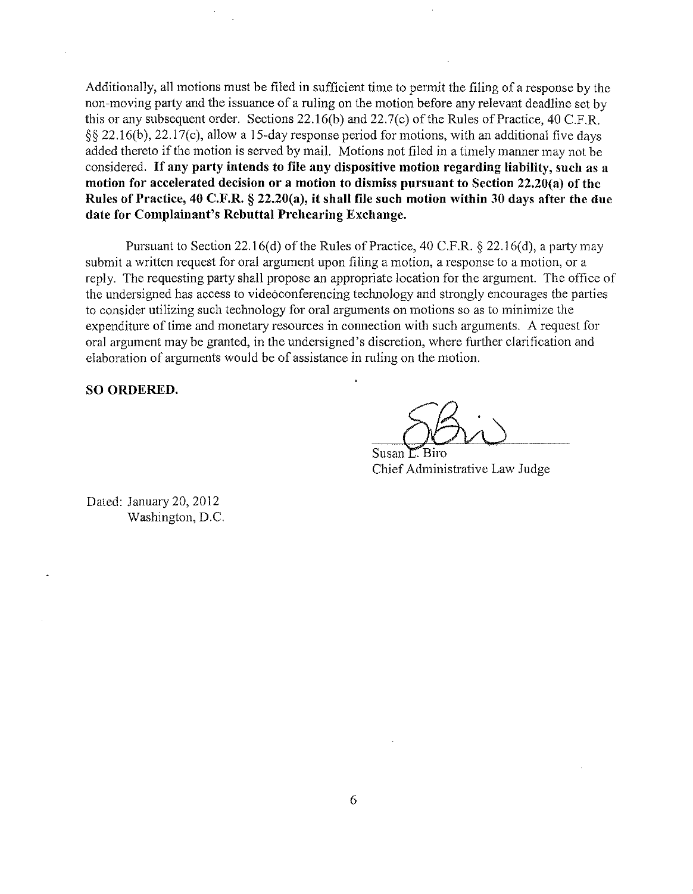Additionally, all motions must be filed in sufficient time to permit the filing of a response by the non-moving party and the issuance of a ruling on the motion before any relevant deadline set by this or any subsequent order. Sections 22.16(b) and 22.7(c) of the Rules of Practice, 40 C.F.R. §§ 22.16(b), 22.17(c), allow a 15-day response period for motions, with an additional five days added thereto if the motion is served by mail. Motions not filed in a timely manner may not be considered. **If any party intends to file any dispositive motion regarding liability, such as a motion for accelerated decision or a motion to dismiss pursuant to Section 22.20(a) of the Rules of Practice, 40 C.F.R. § 22.20(a), it shall file such motion within 30 days after the due date for Complainant's Rebuttal Prehearing Exchange.**

Pursuant to Section 22.16(d) of the Rules of Practice, 40 C.F.R. § 22.16(d), a party may submit a written request for oral argument upon filing a motion, a response to a motion, or a reply. The requesting party shall propose an appropriate location for the argument. The office of the undersigned has access to videoconferencing technology and strongly encourages the parties to consider utilizing such technology for oral arguments on motions so as to minimize the expenditure of time and monetary resources in connection with such arguments. A request for oral argument may be granted, in the undersigned's discretion, where further clarification and elaboration of arguments would be of assistance in ruling on the motion.

**SO ORDERED.**

Susan L. Biro
Chief Administrative Law Judge

Dated: January 20, 2012
Washington, D.C.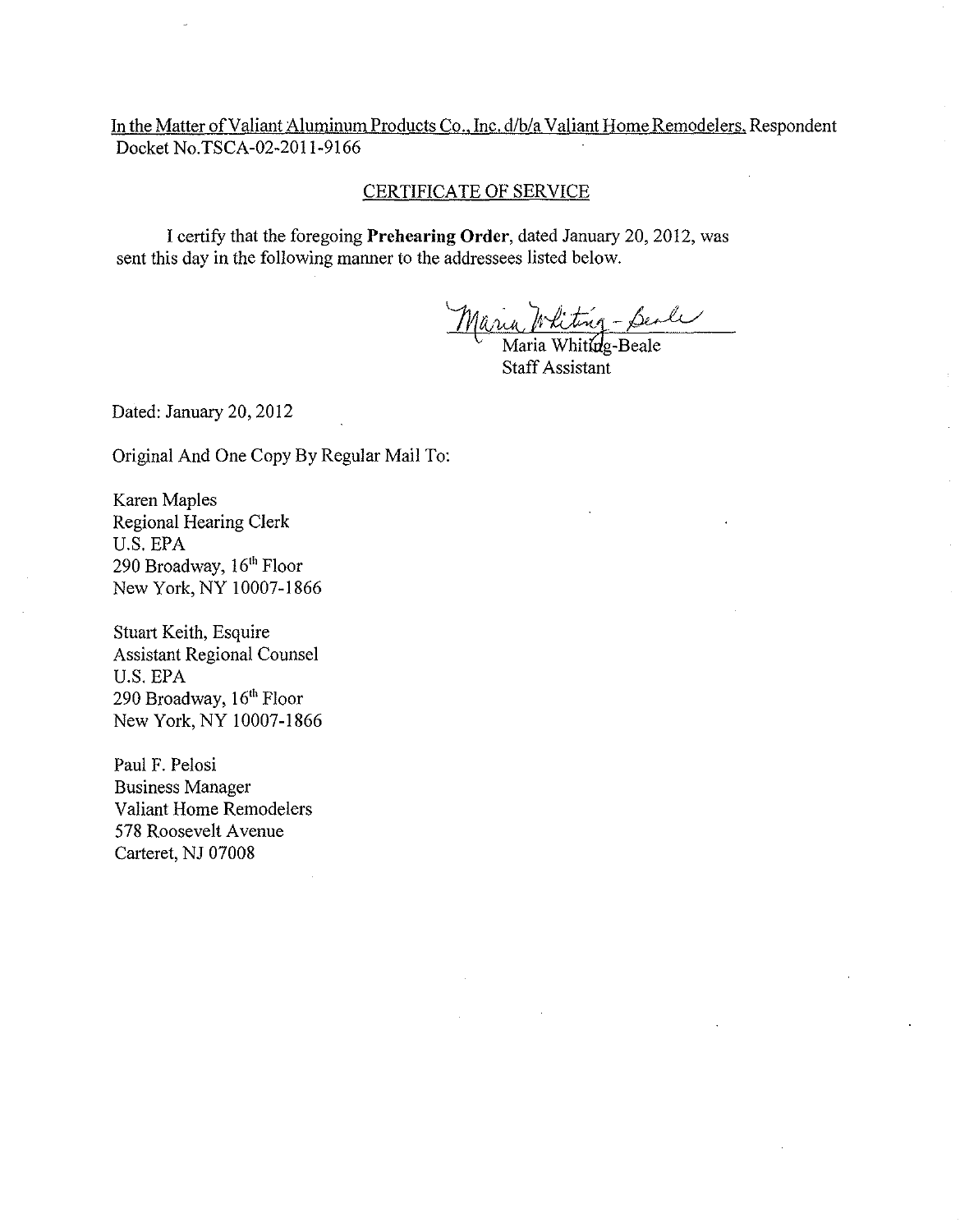In the Matter of Valiant Aluminum Products Co., Inc. d/b/a Valiant Home Remodelers, Respondent
Docket No.TSCA-02-2011-9166

## CERTIFICATE OF SERVICE

I certify that the foregoing **Prehearing Order**, dated January 20, 2012, was sent this day in the following manner to the addressees listed below.

Maria Whiting-Beale
Staff Assistant

Dated: January 20, 2012

Original And One Copy By Regular Mail To:

Karen Maples
Regional Hearing Clerk
U.S. EPA
290 Broadway, 16th Floor
New York, NY 10007-1866

Stuart Keith, Esquire
Assistant Regional Counsel
U.S. EPA
290 Broadway, 16th Floor
New York, NY 10007-1866

Paul F. Pelosi
Business Manager
Valiant Home Remodelers
578 Roosevelt Avenue
Carteret, NJ 07008